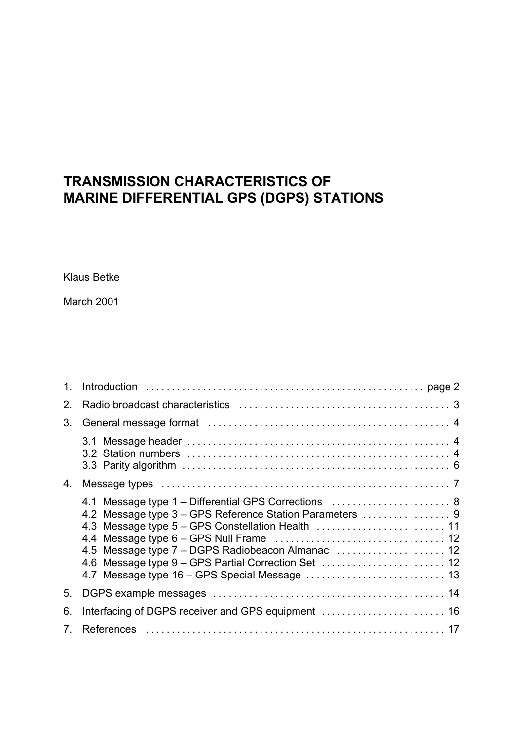# TRANSMISSION CHARACTERISTICS OF MARINE DIFFERENTIAL GPS (DGPS) STATIONS

Klaus Betke

March 2001

1. Introduction ........................................................ page 2
2. Radio broadcast characteristics ........................................ 3
3. General message format ................................................ 4
   - 3.1 Message header ................................................... 4
   - 3.2 Station numbers .................................................. 4
   - 3.3 Parity algorithm ................................................. 6
4. Message types ......................................................... 7
   - 4.1 Message type 1 – Differential GPS Corrections ..................... 8
   - 4.2 Message type 3 – GPS Reference Station Parameters ................. 9
   - 4.3 Message type 5 – GPS Constellation Health ......................... 11
   - 4.4 Message type 6 – GPS Null Frame ................................... 12
   - 4.5 Message type 7 – DGPS Radiobeacon Almanac ......................... 12
   - 4.6 Message type 9 – GPS Partial Correction Set ....................... 12
   - 4.7 Message type 16 – GPS Special Message ............................. 13
5. DGPS example messages ................................................. 14
6. Interfacing of DGPS receiver and GPS equipment ........................ 16
7. References ............................................................ 17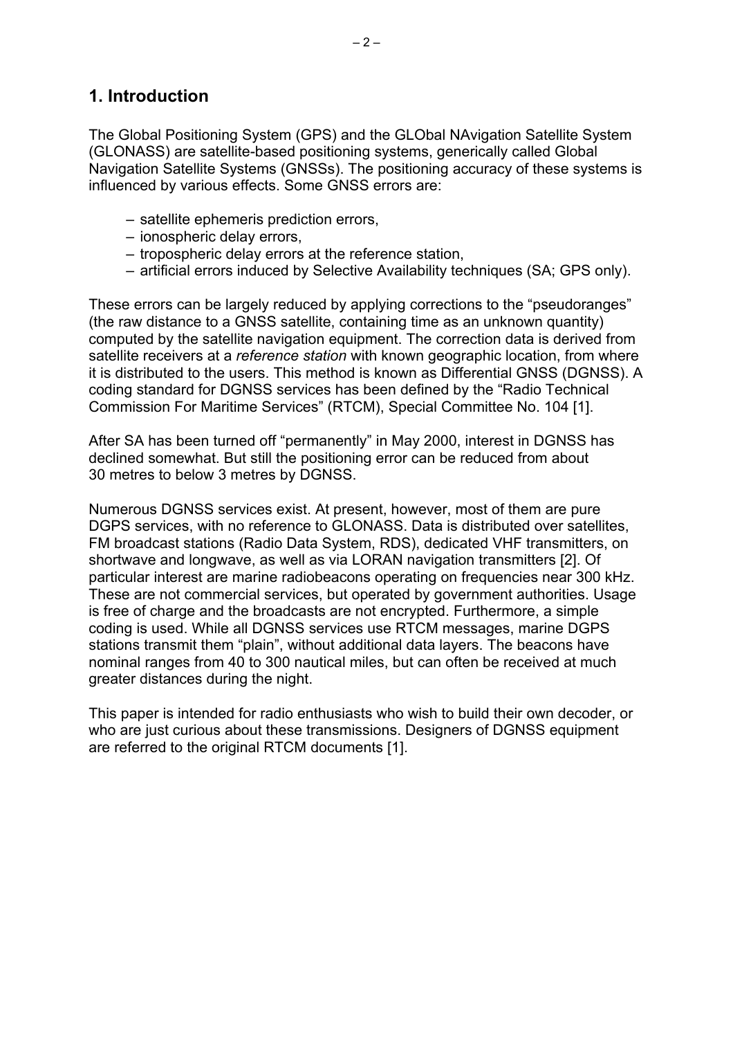## 1. Introduction

The Global Positioning System (GPS) and the GLObal NAvigation Satellite System (GLONASS) are satellite-based positioning systems, generically called Global Navigation Satellite Systems (GNSSs). The positioning accuracy of these systems is influenced by various effects. Some GNSS errors are:

- satellite ephemeris prediction errors,
- ionospheric delay errors,
- tropospheric delay errors at the reference station,
- artificial errors induced by Selective Availability techniques (SA; GPS only).

These errors can be largely reduced by applying corrections to the “pseudoranges” (the raw distance to a GNSS satellite, containing time as an unknown quantity) computed by the satellite navigation equipment. The correction data is derived from satellite receivers at a *reference station* with known geographic location, from where it is distributed to the users. This method is known as Differential GNSS (DGNSS). A coding standard for DGNSS services has been defined by the “Radio Technical Commission For Maritime Services” (RTCM), Special Committee No. 104 [1].

After SA has been turned off “permanently” in May 2000, interest in DGNSS has declined somewhat. But still the positioning error can be reduced from about 30 metres to below 3 metres by DGNSS.

Numerous DGNSS services exist. At present, however, most of them are pure DGPS services, with no reference to GLONASS. Data is distributed over satellites, FM broadcast stations (Radio Data System, RDS), dedicated VHF transmitters, on shortwave and longwave, as well as via LORAN navigation transmitters [2]. Of particular interest are marine radiobeacons operating on frequencies near 300 kHz. These are not commercial services, but operated by government authorities. Usage is free of charge and the broadcasts are not encrypted. Furthermore, a simple coding is used. While all DGNSS services use RTCM messages, marine DGPS stations transmit them “plain”, without additional data layers. The beacons have nominal ranges from 40 to 300 nautical miles, but can often be received at much greater distances during the night.

This paper is intended for radio enthusiasts who wish to build their own decoder, or who are just curious about these transmissions. Designers of DGNSS equipment are referred to the original RTCM documents [1].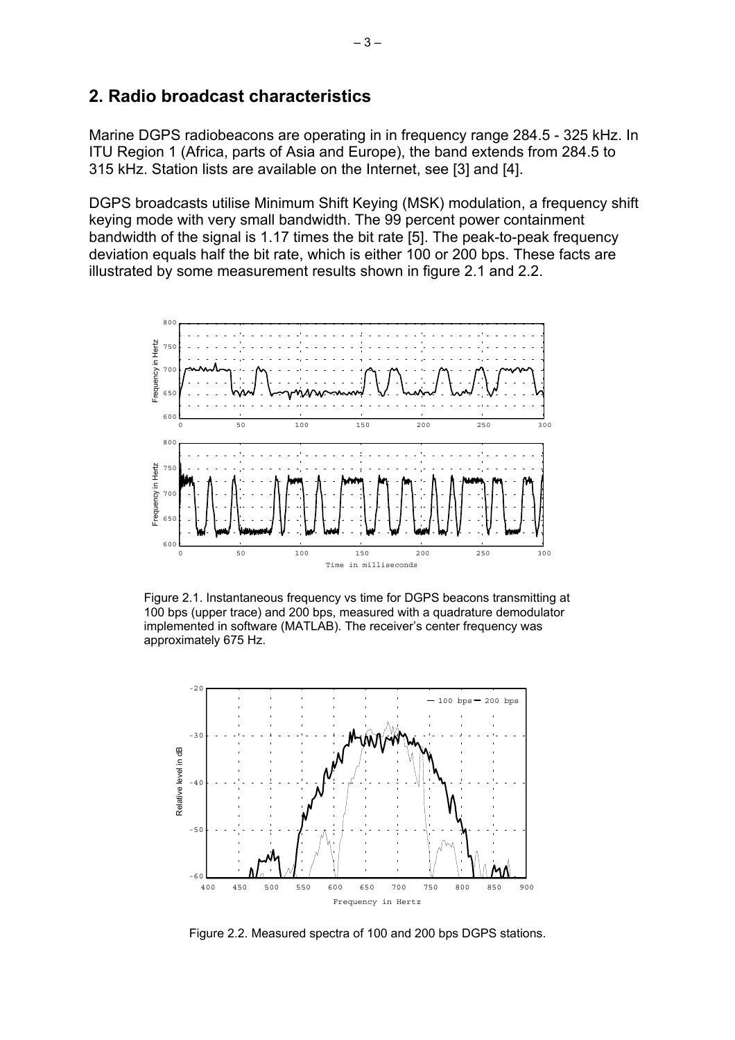## 2. Radio broadcast characteristics

Marine DGPS radiobeacons are operating in in frequency range 284.5 - 325 kHz. In ITU Region 1 (Africa, parts of Asia and Europe), the band extends from 284.5 to 315 kHz. Station lists are available on the Internet, see [3] and [4].

DGPS broadcasts utilise Minimum Shift Keying (MSK) modulation, a frequency shift keying mode with very small bandwidth. The 99 percent power containment bandwidth of the signal is 1.17 times the bit rate [5]. The peak-to-peak frequency deviation equals half the bit rate, which is either 100 or 200 bps. These facts are illustrated by some measurement results shown in figure 2.1 and 2.2.

Figure 2.1. Instantaneous frequency vs time for DGPS beacons transmitting at 100 bps (upper trace) and 200 bps, measured with a quadrature demodulator implemented in software (MATLAB). The receiver's center frequency was approximately 675 Hz.

Figure 2.2. Measured spectra of 100 and 200 bps DGPS stations.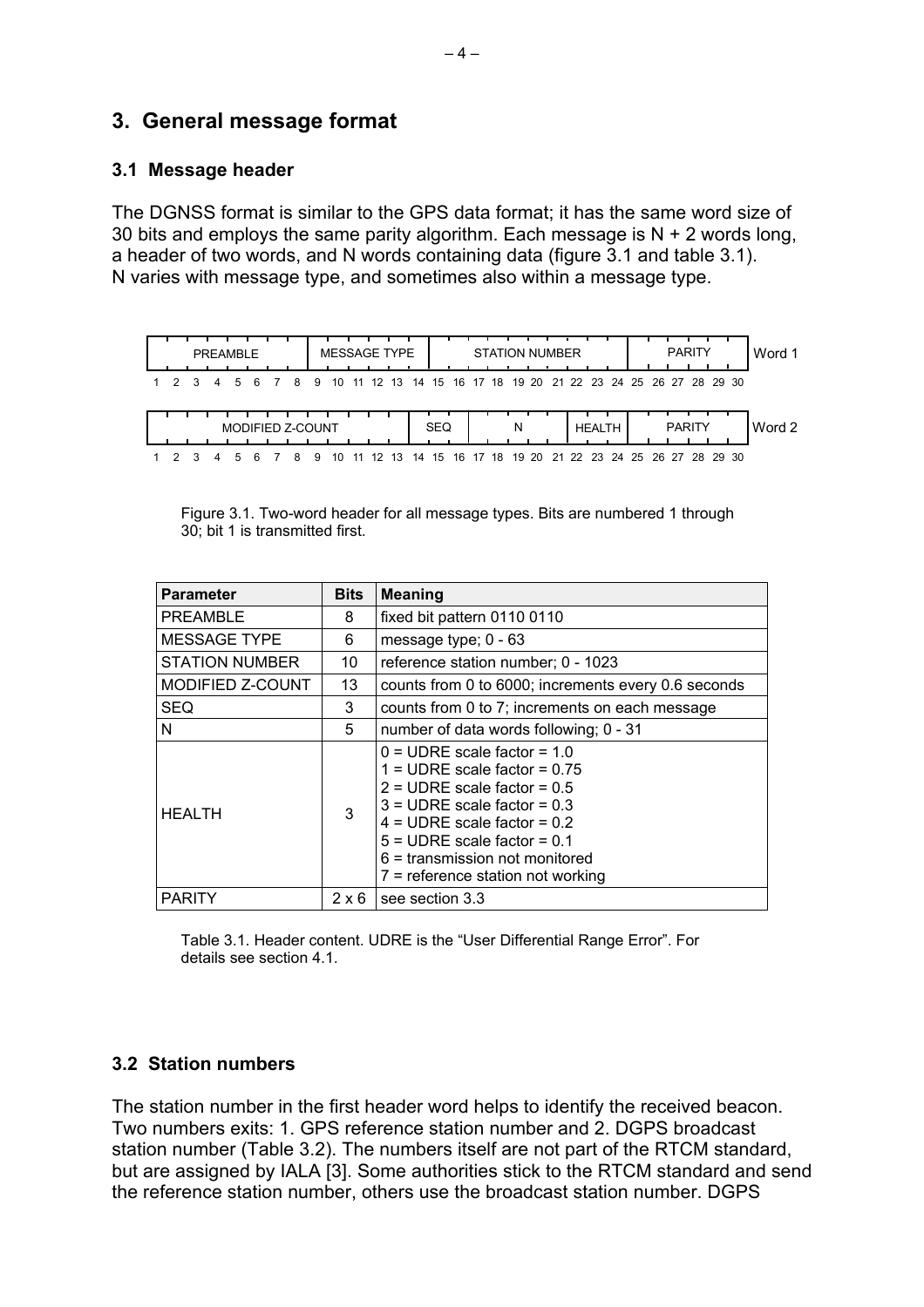## 3. General message format

### 3.1 Message header

The DGNSS format is similar to the GPS data format; it has the same word size of 30 bits and employs the same parity algorithm. Each message is N + 2 words long, a header of two words, and N words containing data (figure 3.1 and table 3.1). N varies with message type, and sometimes also within a message type.

| PREAMBLE | MESSAGE TYPE | STATION NUMBER | PARITY | Word 1 |
|---|---|---|---|---|
| 1 2 3 4 5 6 7 8 | 9 10 11 12 13 14 | 15 16 17 18 19 20 21 22 23 24 | 25 26 27 28 29 30 | |

| MODIFIED Z-COUNT | SEQ | N | HEALTH | PARITY | Word 2 |
|---|---|---|---|---|---|
| 1 2 3 4 5 6 7 8 9 10 11 12 13 | 14 15 16 | 17 18 19 20 21 | 22 23 24 | 25 26 27 28 29 30 | |

Figure 3.1. Two-word header for all message types. Bits are numbered 1 through 30; bit 1 is transmitted first.

| Parameter | Bits | Meaning |
|---|---|---|
| PREAMBLE | 8 | fixed bit pattern 0110 0110 |
| MESSAGE TYPE | 6 | message type; 0 - 63 |
| STATION NUMBER | 10 | reference station number; 0 - 1023 |
| MODIFIED Z-COUNT | 13 | counts from 0 to 6000; increments every 0.6 seconds |
| SEQ | 3 | counts from 0 to 7; increments on each message |
| N | 5 | number of data words following; 0 - 31 |
| HEALTH | 3 | 0 = UDRE scale factor = 1.0<br>1 = UDRE scale factor = 0.75<br>2 = UDRE scale factor = 0.5<br>3 = UDRE scale factor = 0.3<br>4 = UDRE scale factor = 0.2<br>5 = UDRE scale factor = 0.1<br>6 = transmission not monitored<br>7 = reference station not working |
| PARITY | 2 x 6 | see section 3.3 |

Table 3.1. Header content. UDRE is the “User Differential Range Error”. For details see section 4.1.

### 3.2 Station numbers

The station number in the first header word helps to identify the received beacon. Two numbers exits: 1. GPS reference station number and 2. DGPS broadcast station number (Table 3.2). The numbers itself are not part of the RTCM standard, but are assigned by IALA [3]. Some authorities stick to the RTCM standard and send the reference station number, others use the broadcast station number. DGPS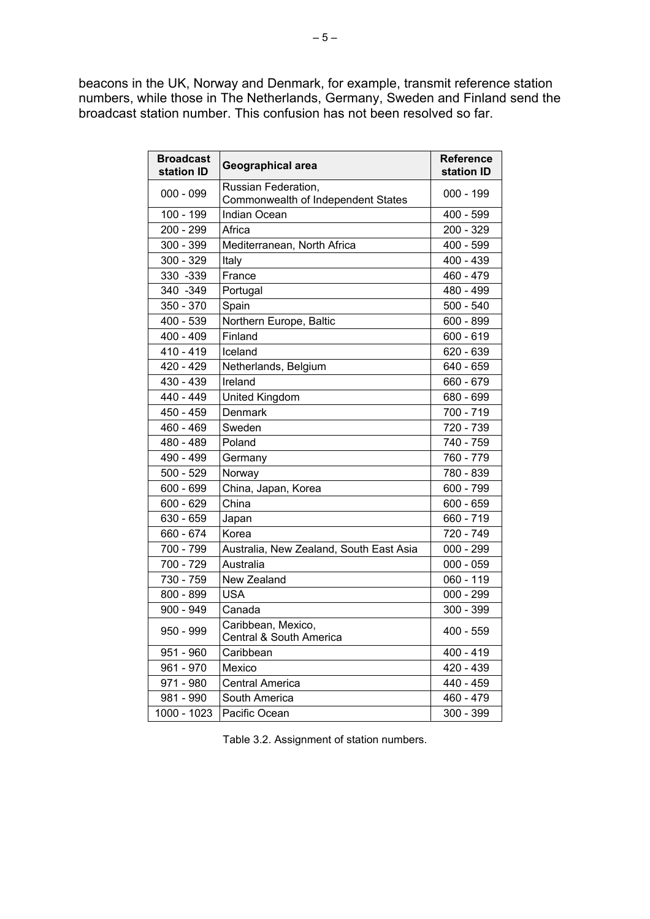beacons in the UK, Norway and Denmark, for example, transmit reference station numbers, while those in The Netherlands, Germany, Sweden and Finland send the broadcast station number. This confusion has not been resolved so far.

| Broadcast station ID | Geographical area | Reference station ID |
|---|---|---|
| 000 - 099 | Russian Federation, Commonwealth of Independent States | 000 - 199 |
| 100 - 199 | Indian Ocean | 400 - 599 |
| 200 - 299 | Africa | 200 - 329 |
| 300 - 399 | Mediterranean, North Africa | 400 - 599 |
| 300 - 329 | Italy | 400 - 439 |
| 330 -339 | France | 460 - 479 |
| 340 -349 | Portugal | 480 - 499 |
| 350 - 370 | Spain | 500 - 540 |
| 400 - 539 | Northern Europe, Baltic | 600 - 899 |
| 400 - 409 | Finland | 600 - 619 |
| 410 - 419 | Iceland | 620 - 639 |
| 420 - 429 | Netherlands, Belgium | 640 - 659 |
| 430 - 439 | Ireland | 660 - 679 |
| 440 - 449 | United Kingdom | 680 - 699 |
| 450 - 459 | Denmark | 700 - 719 |
| 460 - 469 | Sweden | 720 - 739 |
| 480 - 489 | Poland | 740 - 759 |
| 490 - 499 | Germany | 760 - 779 |
| 500 - 529 | Norway | 780 - 839 |
| 600 - 699 | China, Japan, Korea | 600 - 799 |
| 600 - 629 | China | 600 - 659 |
| 630 - 659 | Japan | 660 - 719 |
| 660 - 674 | Korea | 720 - 749 |
| 700 - 799 | Australia, New Zealand, South East Asia | 000 - 299 |
| 700 - 729 | Australia | 000 - 059 |
| 730 - 759 | New Zealand | 060 - 119 |
| 800 - 899 | USA | 000 - 299 |
| 900 - 949 | Canada | 300 - 399 |
| 950 - 999 | Caribbean, Mexico, Central & South America | 400 - 559 |
| 951 - 960 | Caribbean | 400 - 419 |
| 961 - 970 | Mexico | 420 - 439 |
| 971 - 980 | Central America | 440 - 459 |
| 981 - 990 | South America | 460 - 479 |
| 1000 - 1023 | Pacific Ocean | 300 - 399 |

Table 3.2. Assignment of station numbers.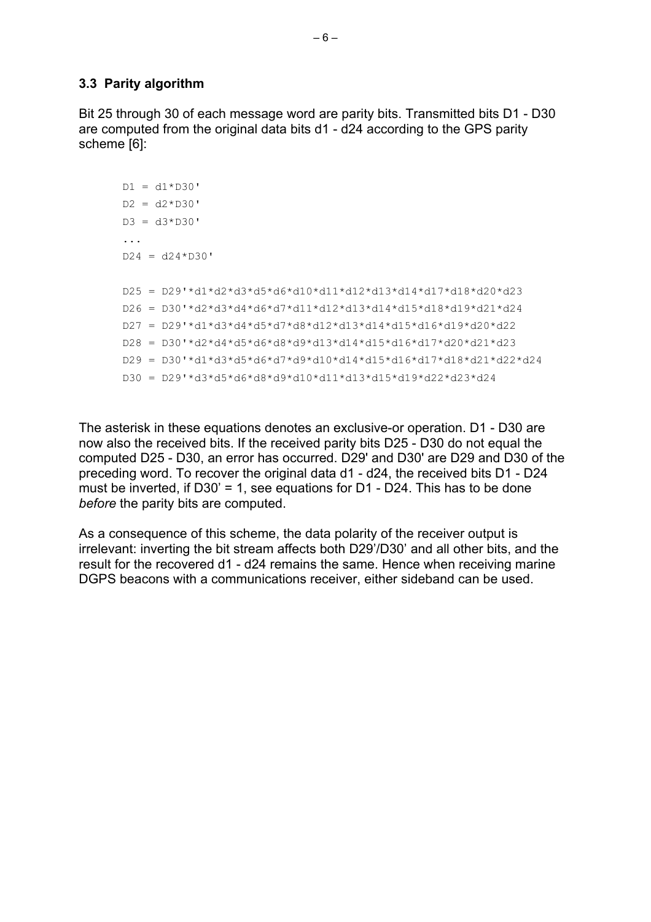### 3.3 Parity algorithm

Bit 25 through 30 of each message word are parity bits. Transmitted bits D1 - D30 are computed from the original data bits d1 - d24 according to the GPS parity scheme [6]:

```
D1 = d1*D30'
D2 = d2*D30'
D3 = d3*D30'
...
D24 = d24*D30'

D25 = D29'*d1*d2*d3*d5*d6*d10*d11*d12*d13*d14*d17*d18*d20*d23
D26 = D30'*d2*d3*d4*d6*d7*d11*d12*d13*d14*d15*d18*d19*d21*d24
D27 = D29'*d1*d3*d4*d5*d7*d8*d12*d13*d14*d15*d16*d19*d20*d22
D28 = D30'*d2*d4*d5*d6*d8*d9*d13*d14*d15*d16*d17*d20*d21*d23
D29 = D30'*d1*d3*d5*d6*d7*d9*d10*d14*d15*d16*d17*d18*d21*d22*d24
D30 = D29'*d3*d5*d6*d8*d9*d10*d11*d13*d15*d19*d22*d23*d24
```

The asterisk in these equations denotes an exclusive-or operation. D1 - D30 are now also the received bits. If the received parity bits D25 - D30 do not equal the computed D25 - D30, an error has occurred. D29' and D30' are D29 and D30 of the preceding word. To recover the original data d1 - d24, the received bits D1 - D24 must be inverted, if D30' = 1, see equations for D1 - D24. This has to be done *before* the parity bits are computed.

As a consequence of this scheme, the data polarity of the receiver output is irrelevant: inverting the bit stream affects both D29'/D30' and all other bits, and the result for the recovered d1 - d24 remains the same. Hence when receiving marine DGPS beacons with a communications receiver, either sideband can be used.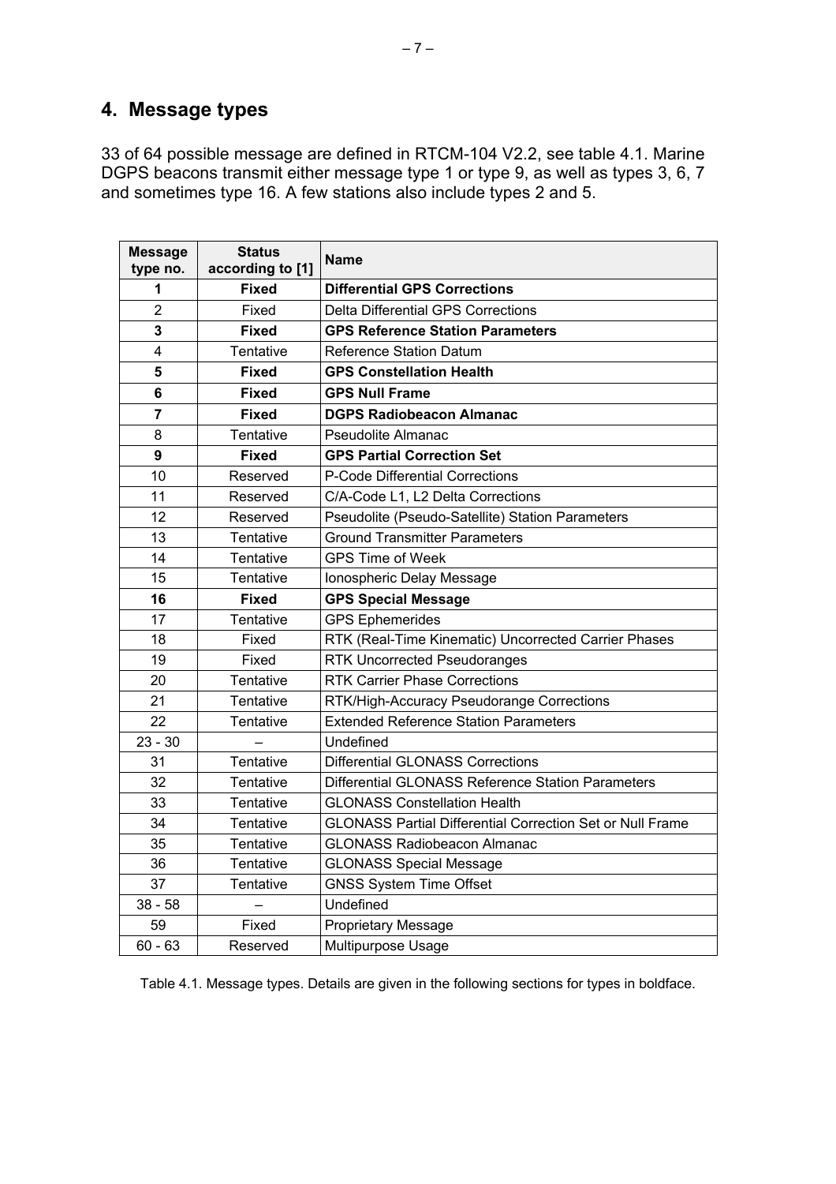## 4. Message types

33 of 64 possible message are defined in RTCM-104 V2.2, see table 4.1. Marine DGPS beacons transmit either message type 1 or type 9, as well as types 3, 6, 7 and sometimes type 16. A few stations also include types 2 and 5.

| Message type no. | Status according to [1] | Name |
|---|---|---|
| **1** | **Fixed** | **Differential GPS Corrections** |
| 2 | Fixed | Delta Differential GPS Corrections |
| **3** | **Fixed** | **GPS Reference Station Parameters** |
| 4 | Tentative | Reference Station Datum |
| **5** | **Fixed** | **GPS Constellation Health** |
| **6** | **Fixed** | **GPS Null Frame** |
| **7** | **Fixed** | **DGPS Radiobeacon Almanac** |
| 8 | Tentative | Pseudolite Almanac |
| **9** | **Fixed** | **GPS Partial Correction Set** |
| 10 | Reserved | P-Code Differential Corrections |
| 11 | Reserved | C/A-Code L1, L2 Delta Corrections |
| 12 | Reserved | Pseudolite (Pseudo-Satellite) Station Parameters |
| 13 | Tentative | Ground Transmitter Parameters |
| 14 | Tentative | GPS Time of Week |
| 15 | Tentative | Ionospheric Delay Message |
| **16** | **Fixed** | **GPS Special Message** |
| 17 | Tentative | GPS Ephemerides |
| 18 | Fixed | RTK (Real-Time Kinematic) Uncorrected Carrier Phases |
| 19 | Fixed | RTK Uncorrected Pseudoranges |
| 20 | Tentative | RTK Carrier Phase Corrections |
| 21 | Tentative | RTK/High-Accuracy Pseudorange Corrections |
| 22 | Tentative | Extended Reference Station Parameters |
| 23 - 30 | – | Undefined |
| 31 | Tentative | Differential GLONASS Corrections |
| 32 | Tentative | Differential GLONASS Reference Station Parameters |
| 33 | Tentative | GLONASS Constellation Health |
| 34 | Tentative | GLONASS Partial Differential Correction Set or Null Frame |
| 35 | Tentative | GLONASS Radiobeacon Almanac |
| 36 | Tentative | GLONASS Special Message |
| 37 | Tentative | GNSS System Time Offset |
| 38 - 58 | – | Undefined |
| 59 | Fixed | Proprietary Message |
| 60 - 63 | Reserved | Multipurpose Usage |

Table 4.1. Message types. Details are given in the following sections for types in boldface.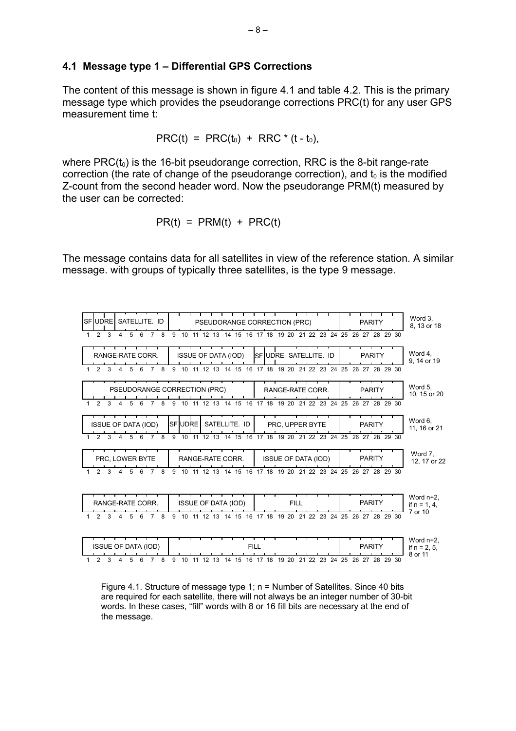### 4.1 Message type 1 – Differential GPS Corrections

The content of this message is shown in figure 4.1 and table 4.2. This is the primary message type which provides the pseudorange corrections PRC(t) for any user GPS measurement time t:

$$PRC(t) = PRC(t_0) + RRC * (t - t_0),$$

where $PRC(t_0)$ is the 16-bit pseudorange correction, RRC is the 8-bit range-rate correction (the rate of change of the pseudorange correction), and $t_0$ is the modified Z-count from the second header word. Now the pseudorange PRM(t) measured by the user can be corrected:

$$PR(t) = PRM(t) + PRC(t)$$

The message contains data for all satellites in view of the reference station. A similar message. with groups of typically three satellites, is the type 9 message.

| Bits 1–8 | Bits 9–16 | Bits 17–24 | Bits 25–30 | Word |
|---|---|---|---|---|
| SF (1), UDRE (2–3), SATELLITE. ID (4–8) | PSEUDORANGE CORRECTION (PRC) | PSEUDORANGE CORRECTION (PRC) | PARITY | Word 3, 8, 13 or 18 |
| RANGE-RATE CORR. | ISSUE OF DATA (IOD) | SF (17), UDRE (18–19), SATELLITE. ID (20–24) | PARITY | Word 4, 9, 14 or 19 |
| PSEUDORANGE CORRECTION (PRC) | PSEUDORANGE CORRECTION (PRC) | RANGE-RATE CORR. | PARITY | Word 5, 10, 15 or 20 |
| ISSUE OF DATA (IOD) | SF (9), UDRE (10–11), SATELLITE. ID (12–16) | PRC, UPPER BYTE | PARITY | Word 6, 11, 16 or 21 |
| PRC, LOWER BYTE | RANGE-RATE CORR. | ISSUE OF DATA (IOD) | PARITY | Word 7, 12, 17 or 22 |
| RANGE-RATE CORR. | ISSUE OF DATA (IOD) | FILL | PARITY | Word n+2, if n = 1, 4, 7 or 10 |
| ISSUE OF DATA (IOD) | FILL | FILL | PARITY | Word n+2, if n = 2, 5, 8 or 11 |

Figure 4.1. Structure of message type 1; n = Number of Satellites. Since 40 bits are required for each satellite, there will not always be an integer number of 30-bit words. In these cases, "fill" words with 8 or 16 fill bits are necessary at the end of the message.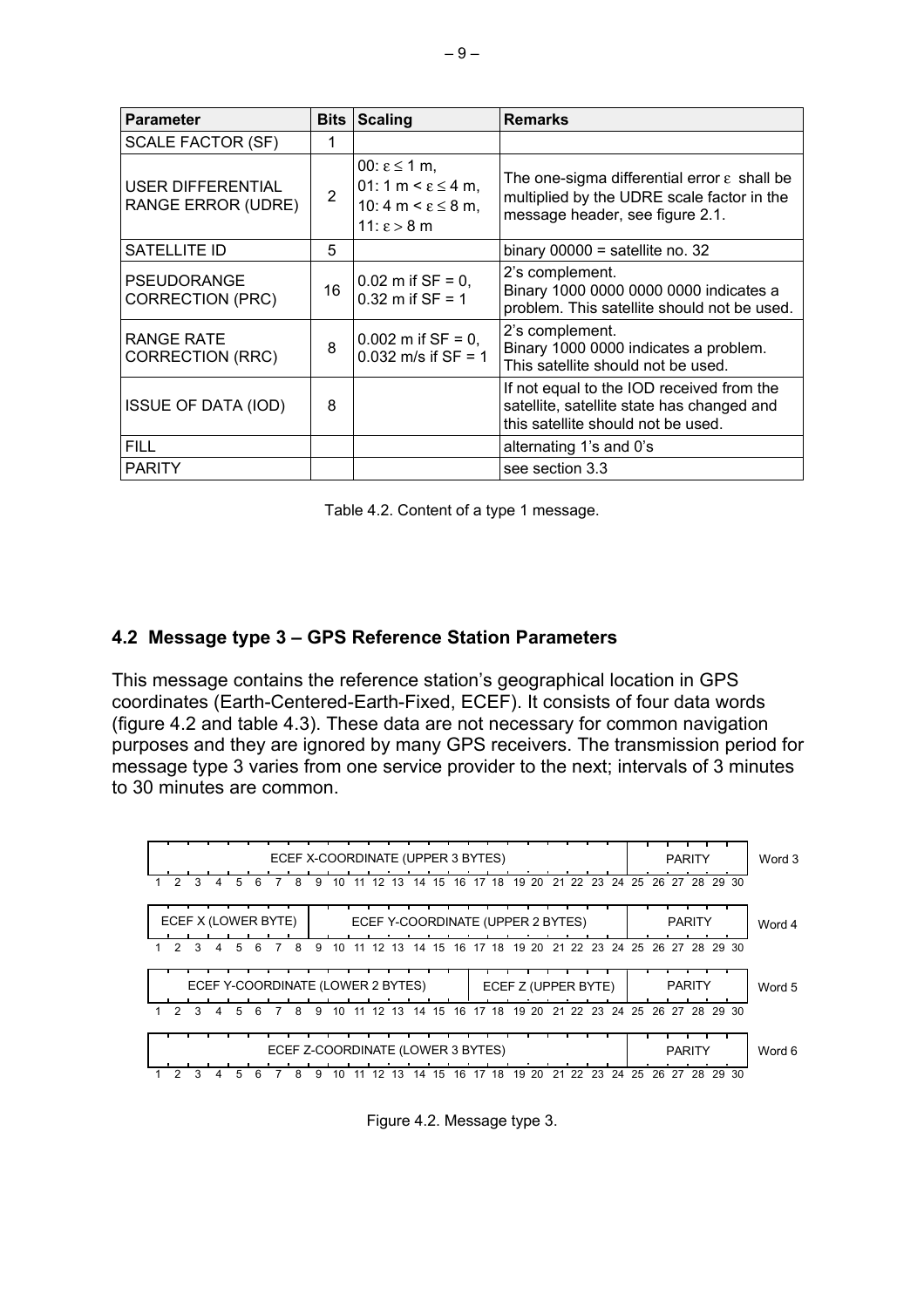| Parameter | Bits | Scaling | Remarks |
|---|---|---|---|
| SCALE FACTOR (SF) | 1 | | |
| USER DIFFERENTIAL RANGE ERROR (UDRE) | 2 | 00: $\varepsilon \leq 1$ m, 01: 1 m < $\varepsilon \leq 4$ m, 10: 4 m < $\varepsilon \leq 8$ m, 11: $\varepsilon > 8$ m | The one-sigma differential error $\varepsilon$ shall be multiplied by the UDRE scale factor in the message header, see figure 2.1. |
| SATELLITE ID | 5 | | binary 00000 = satellite no. 32 |
| PSEUDORANGE CORRECTION (PRC) | 16 | 0.02 m if SF = 0, 0.32 m if SF = 1 | 2's complement. Binary 1000 0000 0000 0000 indicates a problem. This satellite should not be used. |
| RANGE RATE CORRECTION (RRC) | 8 | 0.002 m if SF = 0, 0.032 m/s if SF = 1 | 2's complement. Binary 1000 0000 indicates a problem. This satellite should not be used. |
| ISSUE OF DATA (IOD) | 8 | | If not equal to the IOD received from the satellite, satellite state has changed and this satellite should not be used. |
| FILL | | | alternating 1's and 0's |
| PARITY | | | see section 3.3 |

Table 4.2. Content of a type 1 message.

## 4.2 Message type 3 – GPS Reference Station Parameters

This message contains the reference station's geographical location in GPS coordinates (Earth-Centered-Earth-Fixed, ECEF). It consists of four data words (figure 4.2 and table 4.3). These data are not necessary for common navigation purposes and they are ignored by many GPS receivers. The transmission period for message type 3 varies from one service provider to the next; intervals of 3 minutes to 30 minutes are common.

| Bits 1–8 | Bits 9–16 | Bits 17–24 | Bits 25–30 | Word |
|---|---|---|---|---|
| ECEF X-COORDINATE (UPPER 3 BYTES) | | | PARITY | Word 3 |
| ECEF X (LOWER BYTE) | ECEF Y-COORDINATE (UPPER 2 BYTES) | | PARITY | Word 4 |
| ECEF Y-COORDINATE (LOWER 2 BYTES) | | ECEF Z (UPPER BYTE) | PARITY | Word 5 |
| ECEF Z-COORDINATE (LOWER 3 BYTES) | | | PARITY | Word 6 |

Figure 4.2. Message type 3.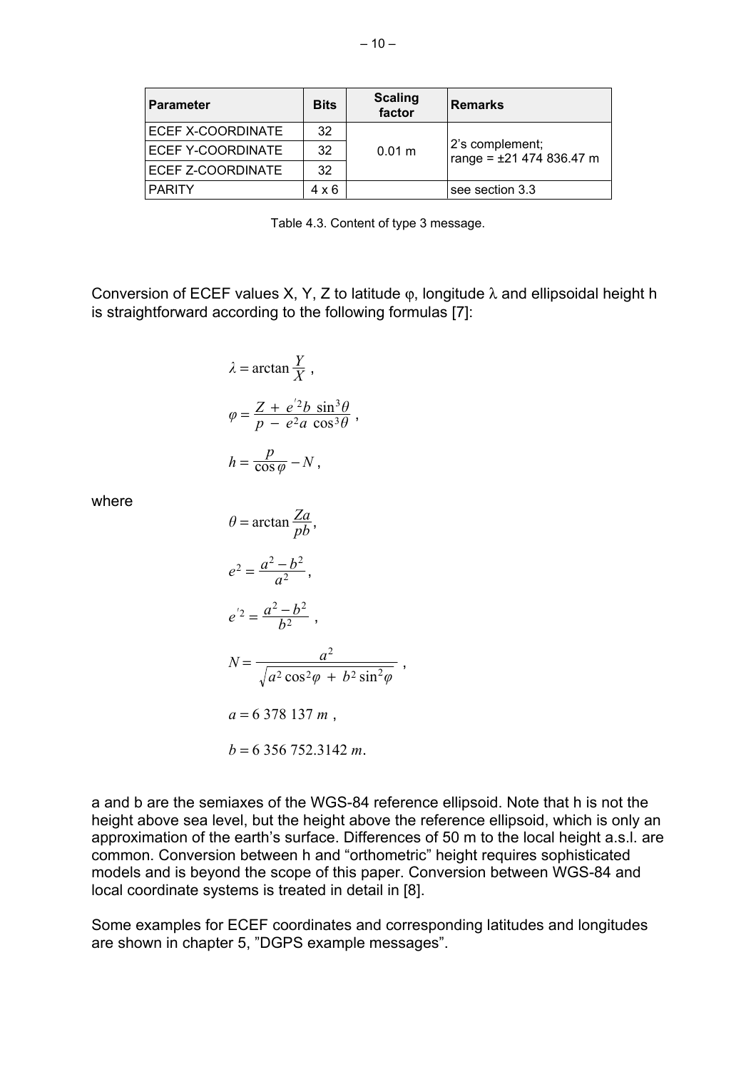| Parameter | Bits | Scaling factor | Remarks |
|---|---|---|---|
| ECEF X-COORDINATE | 32 | 0.01 m | 2's complement; range = ±21 474 836.47 m |
| ECEF Y-COORDINATE | 32 | | |
| ECEF Z-COORDINATE | 32 | | |
| PARITY | 4 x 6 | | see section 3.3 |

Table 4.3. Content of type 3 message.

Conversion of ECEF values X, Y, Z to latitude $\varphi$, longitude $\lambda$ and ellipsoidal height h is straightforward according to the following formulas [7]:

$$\lambda = \arctan \frac{Y}{X} \, ,$$

$$\varphi = \frac{Z + e'^2 b \sin^3\theta}{p - e^2 a \cos^3\theta} \, ,$$

$$h = \frac{p}{\cos\varphi} - N \, ,$$

where

$$\theta = \arctan \frac{Za}{pb},$$

$$e^2 = \frac{a^2 - b^2}{a^2},$$

$$e'^2 = \frac{a^2 - b^2}{b^2} \, ,$$

$$N = \frac{a^2}{\sqrt{a^2 \cos^2\varphi + b^2 \sin^2\varphi}} \, ,$$

$$a = 6\,378\,137 \, m \, ,$$

$$b = 6\,356\,752.3142 \, m.$$

a and b are the semiaxes of the WGS-84 reference ellipsoid. Note that h is not the height above sea level, but the height above the reference ellipsoid, which is only an approximation of the earth's surface. Differences of 50 m to the local height a.s.l. are common. Conversion between h and "orthometric" height requires sophisticated models and is beyond the scope of this paper. Conversion between WGS-84 and local coordinate systems is treated in detail in [8].

Some examples for ECEF coordinates and corresponding latitudes and longitudes are shown in chapter 5, "DGPS example messages".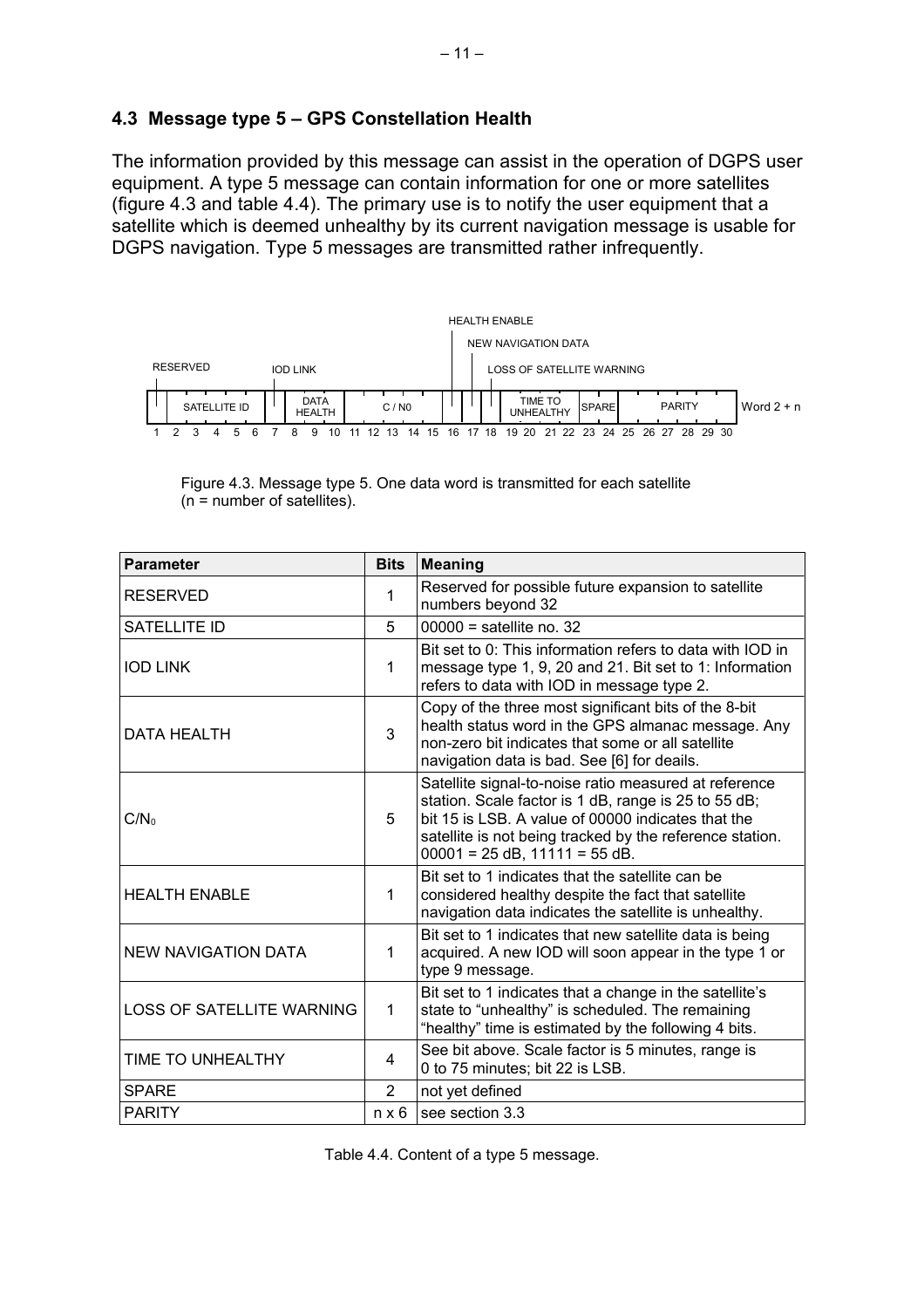## 4.3 Message type 5 – GPS Constellation Health

The information provided by this message can assist in the operation of DGPS user equipment. A type 5 message can contain information for one or more satellites (figure 4.3 and table 4.4). The primary use is to notify the user equipment that a satellite which is deemed unhealthy by its current navigation message is usable for DGPS navigation. Type 5 messages are transmitted rather infrequently.

| Bits | 1 | 2–6 | 7 | 8–10 | 11–15 | 16 | 17 | 18 | 19–22 | 23–24 | 25–30 | |
|---|---|---|---|---|---|---|---|---|---|---|---|---|
| Field | RESERVED | SATELLITE ID | IOD LINK | DATA HEALTH | C / N0 | HEALTH ENABLE | NEW NAVIGATION DATA | LOSS OF SATELLITE WARNING | TIME TO UNHEALTHY | SPARE | PARITY | Word 2 + n |

Figure 4.3. Message type 5. One data word is transmitted for each satellite (n = number of satellites).

| Parameter | Bits | Meaning |
|---|---|---|
| RESERVED | 1 | Reserved for possible future expansion to satellite numbers beyond 32 |
| SATELLITE ID | 5 | 00000 = satellite no. 32 |
| IOD LINK | 1 | Bit set to 0: This information refers to data with IOD in message type 1, 9, 20 and 21. Bit set to 1: Information refers to data with IOD in message type 2. |
| DATA HEALTH | 3 | Copy of the three most significant bits of the 8-bit health status word in the GPS almanac message. Any non-zero bit indicates that some or all satellite navigation data is bad. See [6] for deails. |
| $C/N_0$ | 5 | Satellite signal-to-noise ratio measured at reference station. Scale factor is 1 dB, range is 25 to 55 dB; bit 15 is LSB. A value of 00000 indicates that the satellite is not being tracked by the reference station. 00001 = 25 dB, 11111 = 55 dB. |
| HEALTH ENABLE | 1 | Bit set to 1 indicates that the satellite can be considered healthy despite the fact that satellite navigation data indicates the satellite is unhealthy. |
| NEW NAVIGATION DATA | 1 | Bit set to 1 indicates that new satellite data is being acquired. A new IOD will soon appear in the type 1 or type 9 message. |
| LOSS OF SATELLITE WARNING | 1 | Bit set to 1 indicates that a change in the satellite's state to "unhealthy" is scheduled. The remaining "healthy" time is estimated by the following 4 bits. |
| TIME TO UNHEALTHY | 4 | See bit above. Scale factor is 5 minutes, range is 0 to 75 minutes; bit 22 is LSB. |
| SPARE | 2 | not yet defined |
| PARITY | n x 6 | see section 3.3 |

Table 4.4. Content of a type 5 message.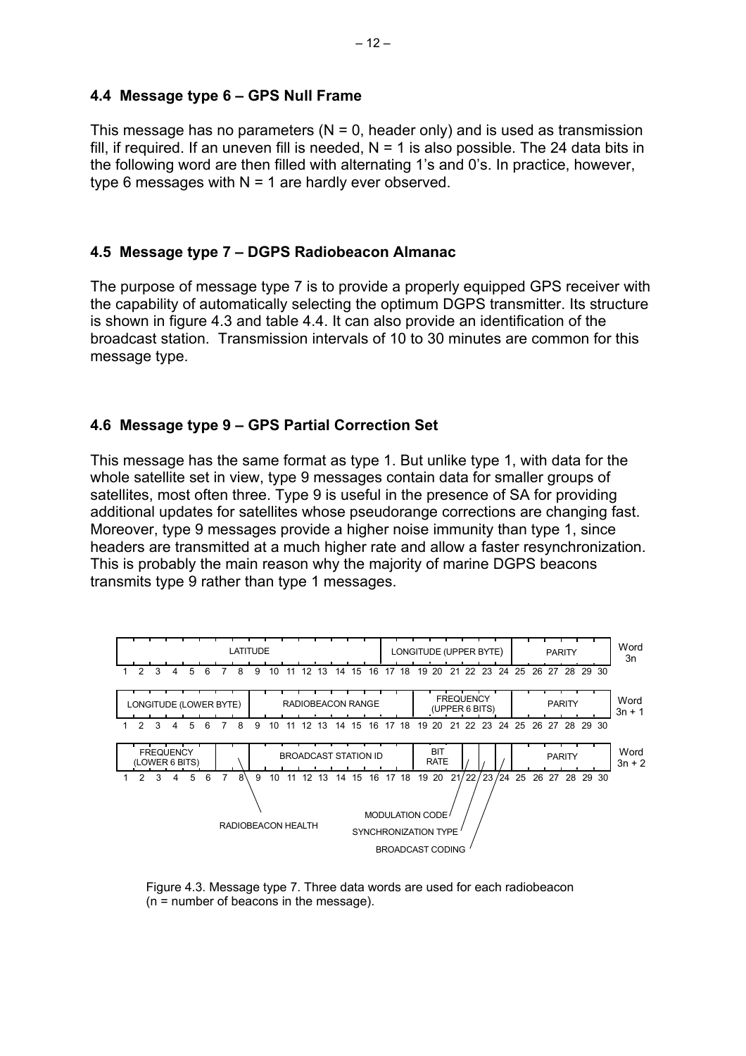## 4.4 Message type 6 – GPS Null Frame

This message has no parameters (N = 0, header only) and is used as transmission fill, if required. If an uneven fill is needed, N = 1 is also possible. The 24 data bits in the following word are then filled with alternating 1's and 0's. In practice, however, type 6 messages with N = 1 are hardly ever observed.

## 4.5 Message type 7 – DGPS Radiobeacon Almanac

The purpose of message type 7 is to provide a properly equipped GPS receiver with the capability of automatically selecting the optimum DGPS transmitter. Its structure is shown in figure 4.3 and table 4.4. It can also provide an identification of the broadcast station. Transmission intervals of 10 to 30 minutes are common for this message type.

## 4.6 Message type 9 – GPS Partial Correction Set

This message has the same format as type 1. But unlike type 1, with data for the whole satellite set in view, type 9 messages contain data for smaller groups of satellites, most often three. Type 9 is useful in the presence of SA for providing additional updates for satellites whose pseudorange corrections are changing fast. Moreover, type 9 messages provide a higher noise immunity than type 1, since headers are transmitted at a much higher rate and allow a faster resynchronization. This is probably the main reason why the majority of marine DGPS beacons transmits type 9 rather than type 1 messages.

| Word | Bits | Field |
|---|---|---|
| Word 3n | 1–16 | LATITUDE |
| | 17–24 | LONGITUDE (UPPER BYTE) |
| | 25–30 | PARITY |
| Word 3n + 1 | 1–8 | LONGITUDE (LOWER BYTE) |
| | 9–18 | RADIOBEACON RANGE |
| | 19–24 | FREQUENCY (UPPER 6 BITS) |
| | 25–30 | PARITY |
| Word 3n + 2 | 1–6 | FREQUENCY (LOWER 6 BITS) |
| | 7–8 | RADIOBEACON HEALTH |
| | 9–18 | BROADCAST STATION ID |
| | 19–21 | BIT RATE |
| | 22 | MODULATION CODE |
| | 23 | SYNCHRONIZATION TYPE |
| | 24 | BROADCAST CODING |
| | 25–30 | PARITY |

Figure 4.3. Message type 7. Three data words are used for each radiobeacon (n = number of beacons in the message).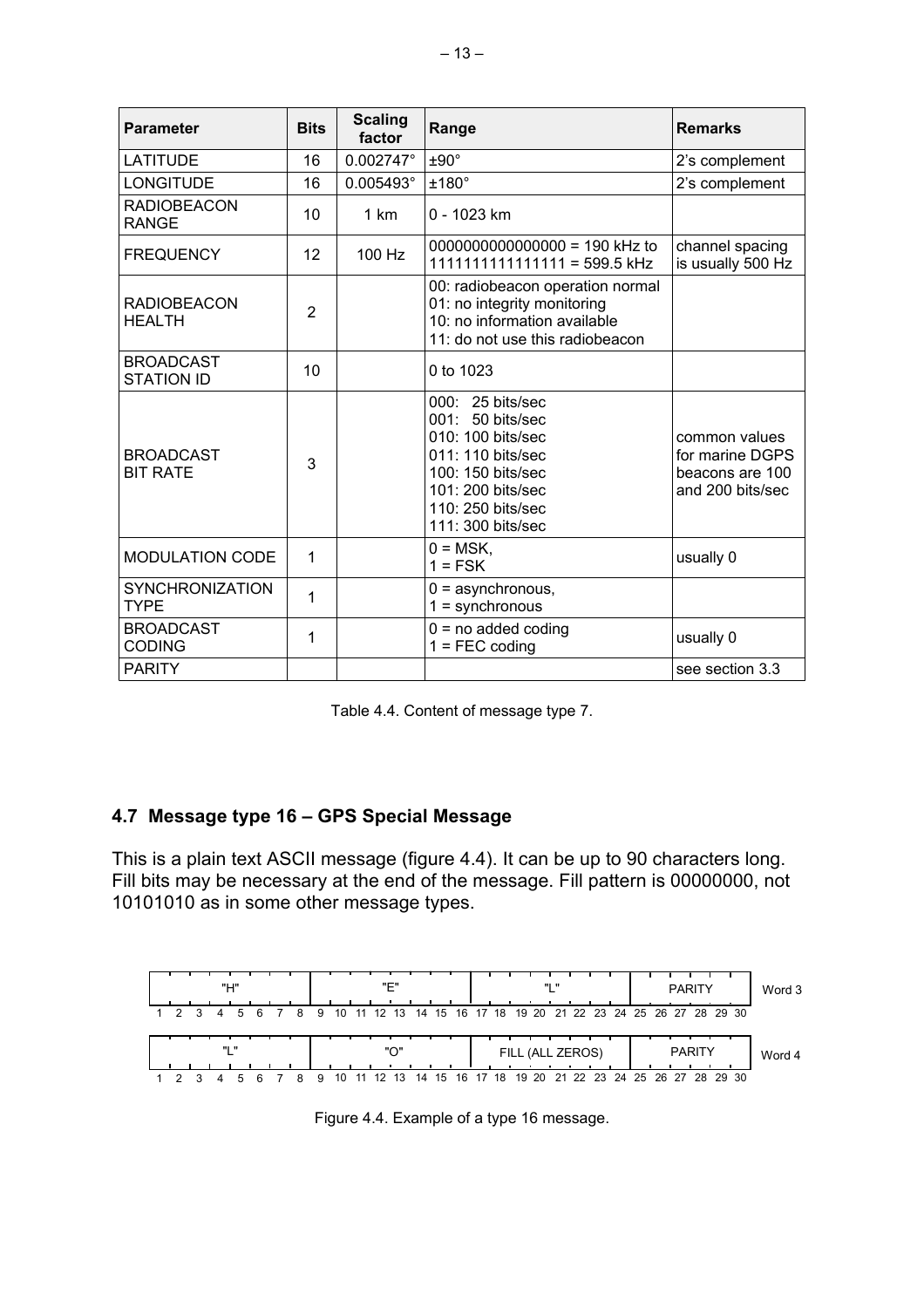| Parameter | Bits | Scaling factor | Range | Remarks |
|---|---|---|---|---|
| LATITUDE | 16 | 0.002747° | ±90° | 2's complement |
| LONGITUDE | 16 | 0.005493° | ±180° | 2's complement |
| RADIOBEACON RANGE | 10 | 1 km | 0 - 1023 km | |
| FREQUENCY | 12 | 100 Hz | 0000000000000000 = 190 kHz to 1111111111111111 = 599.5 kHz | channel spacing is usually 500 Hz |
| RADIOBEACON HEALTH | 2 | | 00: radiobeacon operation normal<br>01: no integrity monitoring<br>10: no information available<br>11: do not use this radiobeacon | |
| BROADCAST STATION ID | 10 | | 0 to 1023 | |
| BROADCAST BIT RATE | 3 | | 000: 25 bits/sec<br>001: 50 bits/sec<br>010: 100 bits/sec<br>011: 110 bits/sec<br>100: 150 bits/sec<br>101: 200 bits/sec<br>110: 250 bits/sec<br>111: 300 bits/sec | common values for marine DGPS beacons are 100 and 200 bits/sec |
| MODULATION CODE | 1 | | 0 = MSK,<br>1 = FSK | usually 0 |
| SYNCHRONIZATION TYPE | 1 | | 0 = asynchronous,<br>1 = synchronous | |
| BROADCAST CODING | 1 | | 0 = no added coding<br>1 = FEC coding | usually 0 |
| PARITY | | | | see section 3.3 |

Table 4.4. Content of message type 7.

## 4.7 Message type 16 – GPS Special Message

This is a plain text ASCII message (figure 4.4). It can be up to 90 characters long. Fill bits may be necessary at the end of the message. Fill pattern is 00000000, not 10101010 as in some other message types.

| Bits 1–8 | Bits 9–16 | Bits 17–24 | Bits 25–30 | |
|---|---|---|---|---|
| "H" | "E" | "L" | PARITY | Word 3 |
| "L" | "O" | FILL (ALL ZEROS) | PARITY | Word 4 |

Figure 4.4. Example of a type 16 message.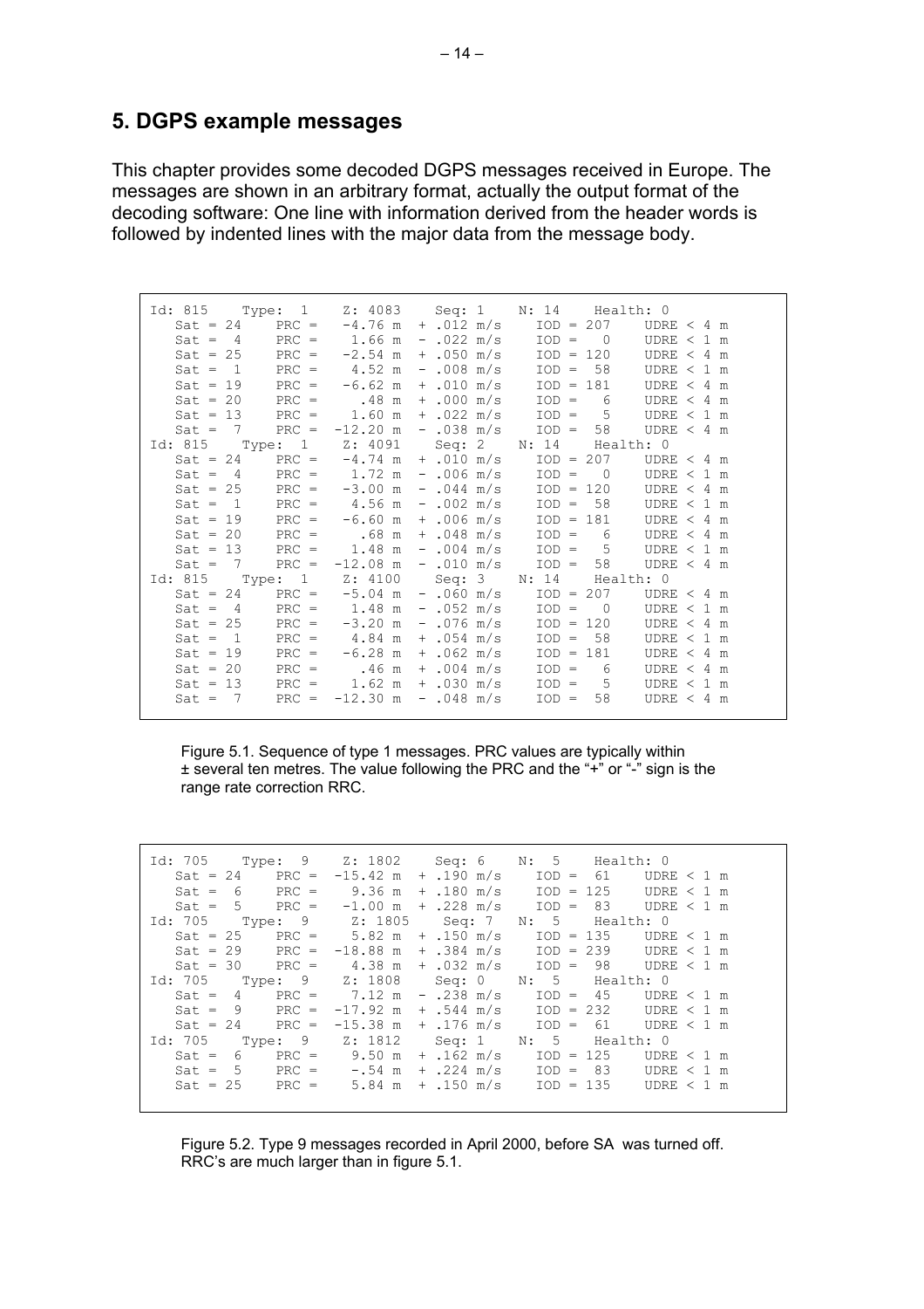## 5. DGPS example messages

This chapter provides some decoded DGPS messages received in Europe. The messages are shown in an arbitrary format, actually the output format of the decoding software: One line with information derived from the header words is followed by indented lines with the major data from the message body.

```
Id: 815    Type:  1    Z: 4083    Seq: 1    N: 14    Health: 0
   Sat = 24    PRC =   -4.76 m  + .012 m/s    IOD = 207    UDRE < 4 m
   Sat =  4    PRC =    1.66 m  - .022 m/s    IOD =   0    UDRE < 1 m
   Sat = 25    PRC =   -2.54 m  + .050 m/s    IOD = 120    UDRE < 4 m
   Sat =  1    PRC =    4.52 m  - .008 m/s    IOD =  58    UDRE < 1 m
   Sat = 19    PRC =   -6.62 m  + .010 m/s    IOD = 181    UDRE < 4 m
   Sat = 20    PRC =     .48 m  + .000 m/s    IOD =   6    UDRE < 4 m
   Sat = 13    PRC =    1.60 m  + .022 m/s    IOD =   5    UDRE < 1 m
   Sat =  7    PRC =  -12.20 m  - .038 m/s    IOD =  58    UDRE < 4 m
Id: 815    Type:  1    Z: 4091    Seq: 2    N: 14    Health: 0
   Sat = 24    PRC =   -4.74 m  + .010 m/s    IOD = 207    UDRE < 4 m
   Sat =  4    PRC =    1.72 m  - .006 m/s    IOD =   0    UDRE < 1 m
   Sat = 25    PRC =   -3.00 m  - .044 m/s    IOD = 120    UDRE < 4 m
   Sat =  1    PRC =    4.56 m  - .002 m/s    IOD =  58    UDRE < 1 m
   Sat = 19    PRC =   -6.60 m  + .006 m/s    IOD = 181    UDRE < 4 m
   Sat = 20    PRC =     .68 m  + .048 m/s    IOD =   6    UDRE < 4 m
   Sat = 13    PRC =    1.48 m  - .004 m/s    IOD =   5    UDRE < 1 m
   Sat =  7    PRC =  -12.08 m  - .010 m/s    IOD =  58    UDRE < 4 m
Id: 815    Type:  1    Z: 4100    Seq: 3    N: 14    Health: 0
   Sat = 24    PRC =   -5.04 m  - .060 m/s    IOD = 207    UDRE < 4 m
   Sat =  4    PRC =    1.48 m  - .052 m/s    IOD =   0    UDRE < 1 m
   Sat = 25    PRC =   -3.20 m  - .076 m/s    IOD = 120    UDRE < 4 m
   Sat =  1    PRC =    4.84 m  + .054 m/s    IOD =  58    UDRE < 1 m
   Sat = 19    PRC =   -6.28 m  + .062 m/s    IOD = 181    UDRE < 4 m
   Sat = 20    PRC =     .46 m  + .004 m/s    IOD =   6    UDRE < 4 m
   Sat = 13    PRC =    1.62 m  + .030 m/s    IOD =   5    UDRE < 1 m
   Sat =  7    PRC =  -12.30 m  - .048 m/s    IOD =  58    UDRE < 4 m
```

Figure 5.1. Sequence of type 1 messages. PRC values are typically within ± several ten metres. The value following the PRC and the "+" or "-" sign is the range rate correction RRC.

```
Id: 705    Type:  9    Z: 1802    Seq: 6    N:  5    Health: 0
   Sat = 24    PRC =  -15.42 m  + .190 m/s    IOD =  61    UDRE < 1 m
   Sat =  6    PRC =    9.36 m  + .180 m/s    IOD = 125    UDRE < 1 m
   Sat =  5    PRC =   -1.00 m  + .228 m/s    IOD =  83    UDRE < 1 m
Id: 705    Type:  9    Z: 1805    Seq: 7    N:  5    Health: 0
   Sat = 25    PRC =    5.82 m  + .150 m/s    IOD = 135    UDRE < 1 m
   Sat = 29    PRC =  -18.88 m  + .384 m/s    IOD = 239    UDRE < 1 m
   Sat = 30    PRC =    4.38 m  + .032 m/s    IOD =  98    UDRE < 1 m
Id: 705    Type:  9    Z: 1808    Seq: 0    N:  5    Health: 0
   Sat =  4    PRC =    7.12 m  - .238 m/s    IOD =  45    UDRE < 1 m
   Sat =  9    PRC =  -17.92 m  + .544 m/s    IOD = 232    UDRE < 1 m
   Sat = 24    PRC =  -15.38 m  + .176 m/s    IOD =  61    UDRE < 1 m
Id: 705    Type:  9    Z: 1812    Seq: 1    N:  5    Health: 0
   Sat =  6    PRC =    9.50 m  + .162 m/s    IOD = 125    UDRE < 1 m
   Sat =  5    PRC =    -.54 m  + .224 m/s    IOD =  83    UDRE < 1 m
   Sat = 25    PRC =    5.84 m  + .150 m/s    IOD = 135    UDRE < 1 m
```

Figure 5.2. Type 9 messages recorded in April 2000, before SA was turned off. RRC's are much larger than in figure 5.1.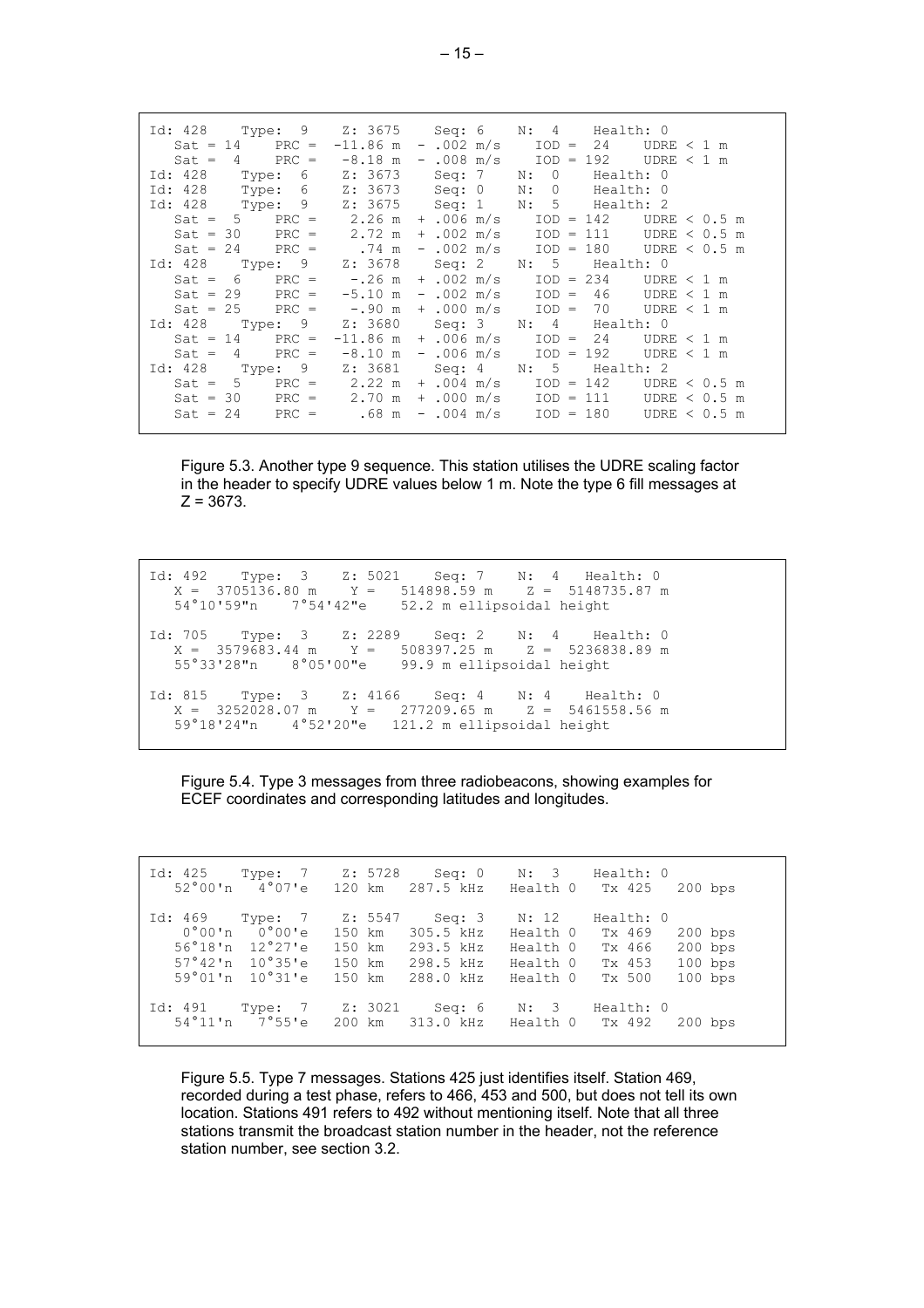```
Id: 428    Type:  9    Z: 3675    Seq: 6    N:  4    Health: 0
   Sat = 14    PRC =  -11.86 m  - .002 m/s    IOD =  24    UDRE < 1 m
   Sat =  4    PRC =   -8.18 m  - .008 m/s    IOD = 192    UDRE < 1 m
Id: 428    Type:  6    Z: 3673    Seq: 7    N:  0    Health: 0
Id: 428    Type:  6    Z: 3673    Seq: 0    N:  0    Health: 0
Id: 428    Type:  9    Z: 3675    Seq: 1    N:  5    Health: 2
   Sat =  5    PRC =    2.26 m  + .006 m/s    IOD = 142    UDRE < 0.5 m
   Sat = 30    PRC =    2.72 m  + .002 m/s    IOD = 111    UDRE < 0.5 m
   Sat = 24    PRC =     .74 m  - .002 m/s    IOD = 180    UDRE < 0.5 m
Id: 428    Type:  9    Z: 3678    Seq: 2    N:  5    Health: 0
   Sat =  6    PRC =    -.26 m  + .002 m/s    IOD = 234    UDRE < 1 m
   Sat = 29    PRC =   -5.10 m  - .002 m/s    IOD =  46    UDRE < 1 m
   Sat = 25    PRC =    -.90 m  + .000 m/s    IOD =  70    UDRE < 1 m
Id: 428    Type:  9    Z: 3680    Seq: 3    N:  4    Health: 0
   Sat = 14    PRC =  -11.86 m  + .006 m/s    IOD =  24    UDRE < 1 m
   Sat =  4    PRC =   -8.10 m  - .006 m/s    IOD = 192    UDRE < 1 m
Id: 428    Type:  9    Z: 3681    Seq: 4    N:  5    Health: 2
   Sat =  5    PRC =    2.22 m  + .004 m/s    IOD = 142    UDRE < 0.5 m
   Sat = 30    PRC =    2.70 m  + .000 m/s    IOD = 111    UDRE < 0.5 m
   Sat = 24    PRC =     .68 m  - .004 m/s    IOD = 180    UDRE < 0.5 m
```

Figure 5.3. Another type 9 sequence. This station utilises the UDRE scaling factor in the header to specify UDRE values below 1 m. Note the type 6 fill messages at Z = 3673.

```
Id: 492    Type:  3    Z: 5021    Seq: 7    N:  4    Health: 0
   X =  3705136.80 m    Y =   514898.59 m    Z =  5148735.87 m
   54°10'59"n    7°54'42"e    52.2 m ellipsoidal height

Id: 705    Type:  3    Z: 2289    Seq: 2    N:  4    Health: 0
   X =  3579683.44 m    Y =   508397.25 m    Z =  5236838.89 m
   55°33'28"n    8°05'00"e    99.9 m ellipsoidal height

Id: 815    Type:  3    Z: 4166    Seq: 4    N: 4    Health: 0
   X =  3252028.07 m    Y =   277209.65 m    Z =  5461558.56 m
   59°18'24"n    4°52'20"e   121.2 m ellipsoidal height
```

Figure 5.4. Type 3 messages from three radiobeacons, showing examples for ECEF coordinates and corresponding latitudes and longitudes.

```
Id: 425    Type:  7    Z: 5728    Seq: 0    N:  3    Health: 0
   52°00'n   4°07'e   120 km   287.5 kHz   Health 0   Tx 425   200 bps

Id: 469    Type:  7    Z: 5547    Seq: 3    N: 12    Health: 0
    0°00'n   0°00'e   150 km   305.5 kHz   Health 0   Tx 469   200 bps
   56°18'n  12°27'e   150 km   293.5 kHz   Health 0   Tx 466   200 bps
   57°42'n  10°35'e   150 km   298.5 kHz   Health 0   Tx 453   100 bps
   59°01'n  10°31'e   150 km   288.0 kHz   Health 0   Tx 500   100 bps

Id: 491    Type:  7    Z: 3021    Seq: 6    N:  3    Health: 0
   54°11'n   7°55'e   200 km   313.0 kHz   Health 0   Tx 492   200 bps
```

Figure 5.5. Type 7 messages. Stations 425 just identifies itself. Station 469, recorded during a test phase, refers to 466, 453 and 500, but does not tell its own location. Stations 491 refers to 492 without mentioning itself. Note that all three stations transmit the broadcast station number in the header, not the reference station number, see section 3.2.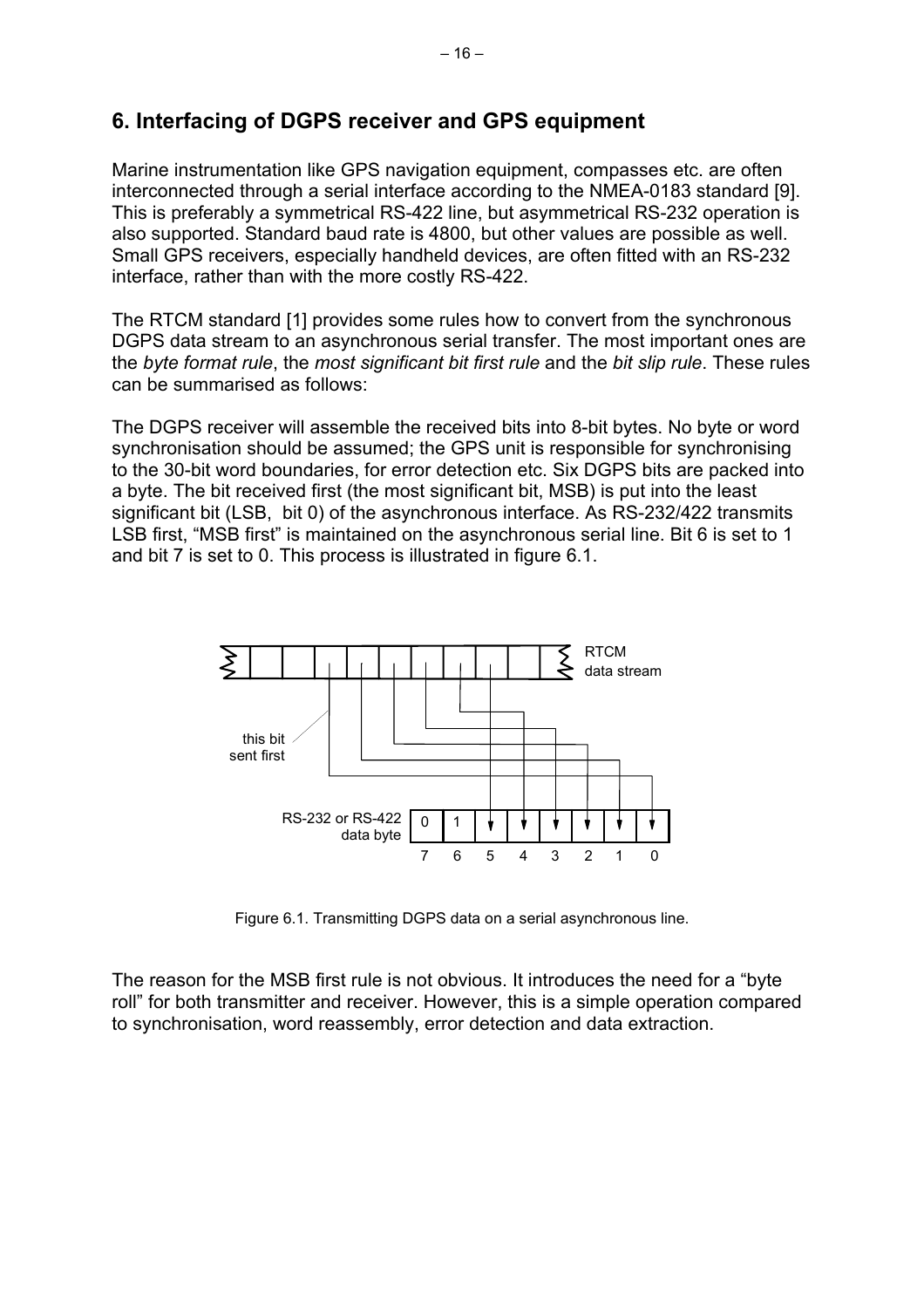## 6. Interfacing of DGPS receiver and GPS equipment

Marine instrumentation like GPS navigation equipment, compasses etc. are often interconnected through a serial interface according to the NMEA-0183 standard [9]. This is preferably a symmetrical RS-422 line, but asymmetrical RS-232 operation is also supported. Standard baud rate is 4800, but other values are possible as well. Small GPS receivers, especially handheld devices, are often fitted with an RS-232 interface, rather than with the more costly RS-422.

The RTCM standard [1] provides some rules how to convert from the synchronous DGPS data stream to an asynchronous serial transfer. The most important ones are the *byte format rule*, the *most significant bit first rule* and the *bit slip rule*. These rules can be summarised as follows:

The DGPS receiver will assemble the received bits into 8-bit bytes. No byte or word synchronisation should be assumed; the GPS unit is responsible for synchronising to the 30-bit word boundaries, for error detection etc. Six DGPS bits are packed into a byte. The bit received first (the most significant bit, MSB) is put into the least significant bit (LSB, bit 0) of the asynchronous interface. As RS-232/422 transmits LSB first, “MSB first” is maintained on the asynchronous serial line. Bit 6 is set to 1 and bit 7 is set to 0. This process is illustrated in figure 6.1.

Figure 6.1. Transmitting DGPS data on a serial asynchronous line.

The reason for the MSB first rule is not obvious. It introduces the need for a “byte roll” for both transmitter and receiver. However, this is a simple operation compared to synchronisation, word reassembly, error detection and data extraction.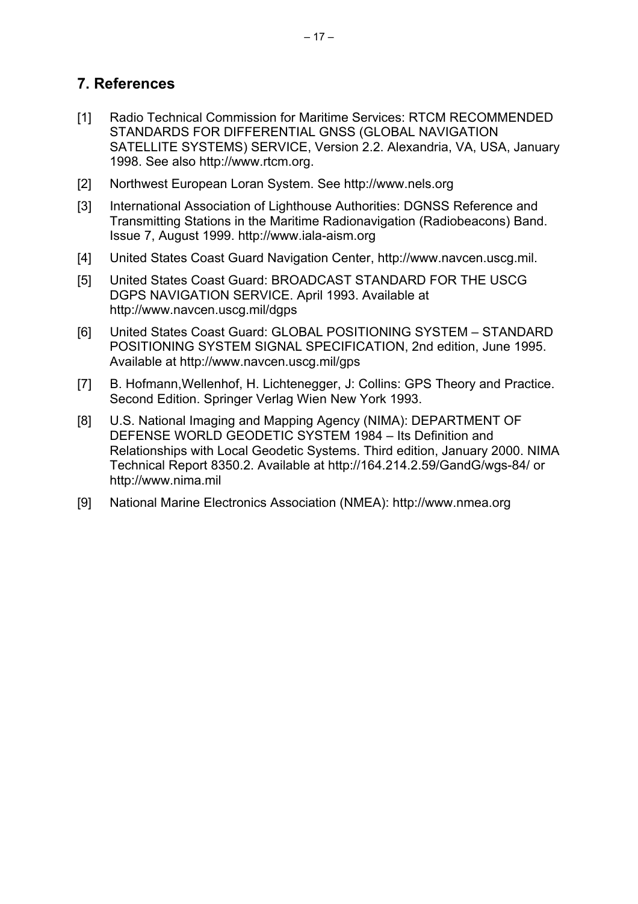## 7. References

[1] Radio Technical Commission for Maritime Services: RTCM RECOMMENDED STANDARDS FOR DIFFERENTIAL GNSS (GLOBAL NAVIGATION SATELLITE SYSTEMS) SERVICE, Version 2.2. Alexandria, VA, USA, January 1998. See also http://www.rtcm.org.

[2] Northwest European Loran System. See http://www.nels.org

[3] International Association of Lighthouse Authorities: DGNSS Reference and Transmitting Stations in the Maritime Radionavigation (Radiobeacons) Band. Issue 7, August 1999. http://www.iala-aism.org

[4] United States Coast Guard Navigation Center, http://www.navcen.uscg.mil.

[5] United States Coast Guard: BROADCAST STANDARD FOR THE USCG DGPS NAVIGATION SERVICE. April 1993. Available at http://www.navcen.uscg.mil/dgps

[6] United States Coast Guard: GLOBAL POSITIONING SYSTEM – STANDARD POSITIONING SYSTEM SIGNAL SPECIFICATION, 2nd edition, June 1995. Available at http://www.navcen.uscg.mil/gps

[7] B. Hofmann,Wellenhof, H. Lichtenegger, J: Collins: GPS Theory and Practice. Second Edition. Springer Verlag Wien New York 1993.

[8] U.S. National Imaging and Mapping Agency (NIMA): DEPARTMENT OF DEFENSE WORLD GEODETIC SYSTEM 1984 – Its Definition and Relationships with Local Geodetic Systems. Third edition, January 2000. NIMA Technical Report 8350.2. Available at http://164.214.2.59/GandG/wgs-84/ or http://www.nima.mil

[9] National Marine Electronics Association (NMEA): http://www.nmea.org